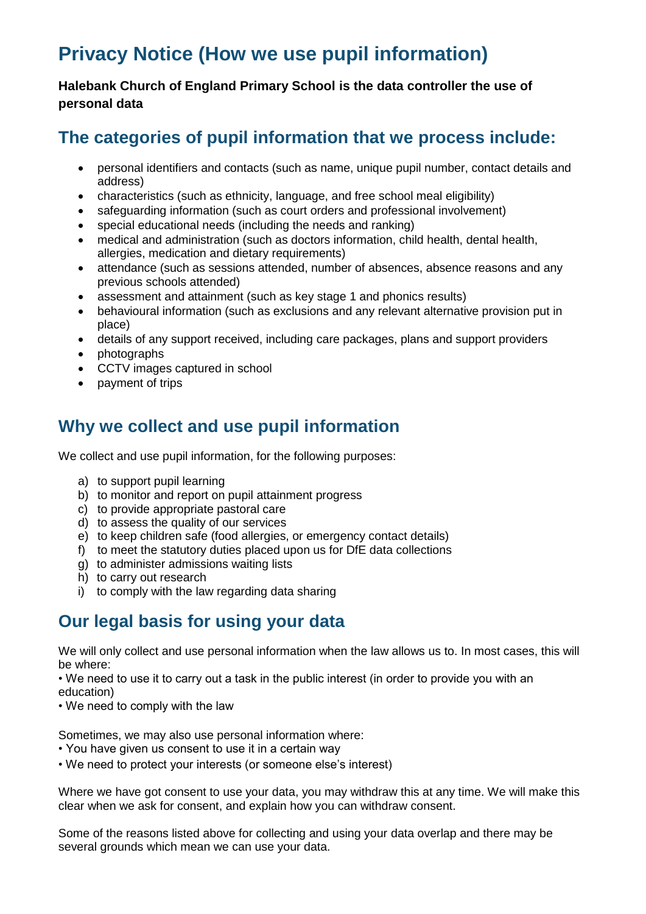# Privacy Notice (How we use pupil information)

**Halebank Church of England Primary School is the data controller the use of personal data**

## The categories of pupil information that we process include:

- personal identifiers and contacts (such as name, unique pupil number, contact details and address)
- characteristics (such as ethnicity, language, and free school meal eligibility)
- safeguarding information (such as court orders and professional involvement)
- special educational needs (including the needs and ranking)
- medical and administration (such as doctors information, child health, dental health, allergies, medication and dietary requirements)
- attendance (such as sessions attended, number of absences, absence reasons and any previous schools attended)
- assessment and attainment (such as key stage 1 and phonics results)
- behavioural information (such as exclusions and any relevant alternative provision put in place)
- details of any support received, including care packages, plans and support providers
- photographs
- CCTV images captured in school
- payment of trips

## Why we collect and use pupil information

We collect and use pupil information, for the following purposes:

a) to support pupil learning
b) to monitor and report on pupil attainment progress
c) to provide appropriate pastoral care
d) to assess the quality of our services
e) to keep children safe (food allergies, or emergency contact details)
f) to meet the statutory duties placed upon us for DfE data collections
g) to administer admissions waiting lists
h) to carry out research
i) to comply with the law regarding data sharing

## Our legal basis for using your data

We will only collect and use personal information when the law allows us to. In most cases, this will be where:

• We need to use it to carry out a task in the public interest (in order to provide you with an education)
• We need to comply with the law

Sometimes, we may also use personal information where:
• You have given us consent to use it in a certain way
• We need to protect your interests (or someone else's interest)

Where we have got consent to use your data, you may withdraw this at any time. We will make this clear when we ask for consent, and explain how you can withdraw consent.

Some of the reasons listed above for collecting and using your data overlap and there may be several grounds which mean we can use your data.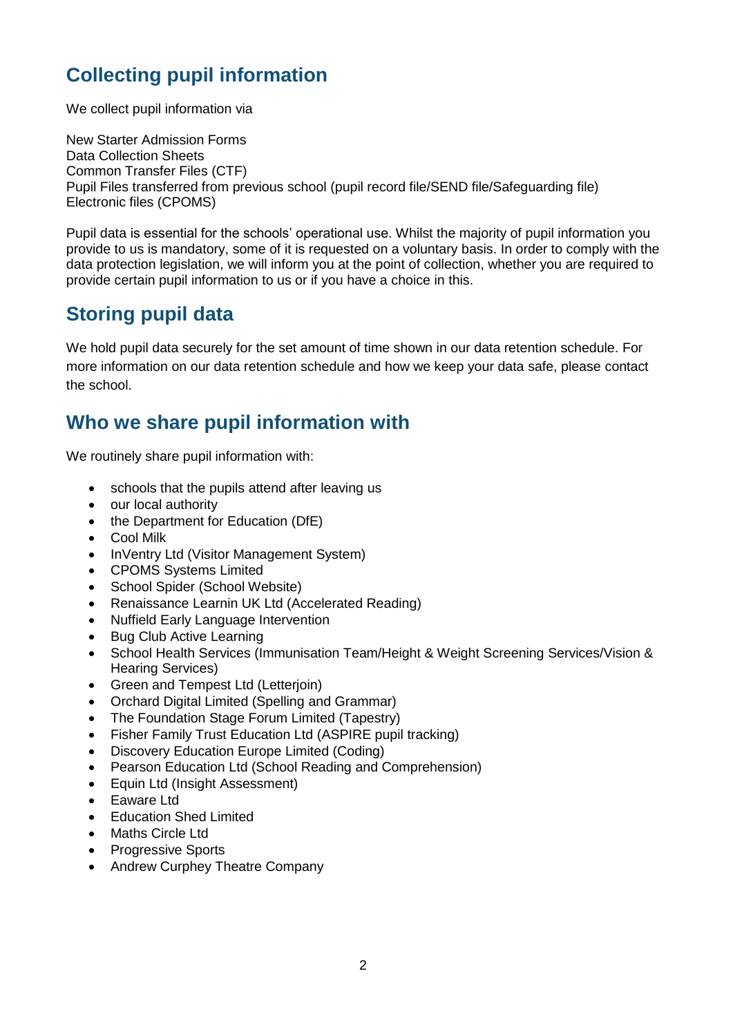## Collecting pupil information

We collect pupil information via

New Starter Admission Forms
Data Collection Sheets
Common Transfer Files (CTF)
Pupil Files transferred from previous school (pupil record file/SEND file/Safeguarding file)
Electronic files (CPOMS)

Pupil data is essential for the schools' operational use. Whilst the majority of pupil information you provide to us is mandatory, some of it is requested on a voluntary basis. In order to comply with the data protection legislation, we will inform you at the point of collection, whether you are required to provide certain pupil information to us or if you have a choice in this.

## Storing pupil data

We hold pupil data securely for the set amount of time shown in our data retention schedule. For more information on our data retention schedule and how we keep your data safe, please contact the school.

## Who we share pupil information with

We routinely share pupil information with:

- schools that the pupils attend after leaving us
- our local authority
- the Department for Education (DfE)
- Cool Milk
- InVentry Ltd (Visitor Management System)
- CPOMS Systems Limited
- School Spider (School Website)
- Renaissance Learnin UK Ltd (Accelerated Reading)
- Nuffield Early Language Intervention
- Bug Club Active Learning
- School Health Services (Immunisation Team/Height & Weight Screening Services/Vision & Hearing Services)
- Green and Tempest Ltd (Letterjoin)
- Orchard Digital Limited (Spelling and Grammar)
- The Foundation Stage Forum Limited (Tapestry)
- Fisher Family Trust Education Ltd (ASPIRE pupil tracking)
- Discovery Education Europe Limited (Coding)
- Pearson Education Ltd (School Reading and Comprehension)
- Equin Ltd (Insight Assessment)
- Eaware Ltd
- Education Shed Limited
- Maths Circle Ltd
- Progressive Sports
- Andrew Curphey Theatre Company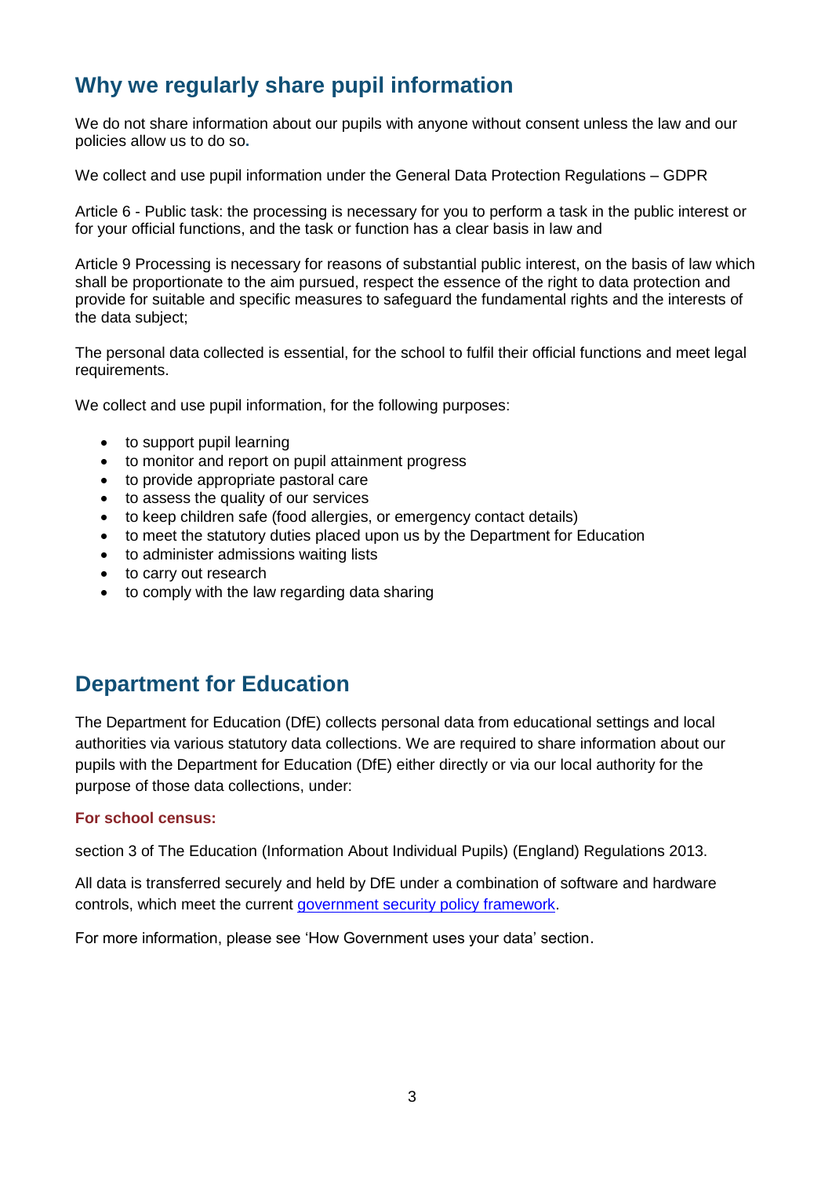## Why we regularly share pupil information

We do not share information about our pupils with anyone without consent unless the law and our policies allow us to do so**.**

We collect and use pupil information under the General Data Protection Regulations – GDPR

Article 6 - Public task: the processing is necessary for you to perform a task in the public interest or for your official functions, and the task or function has a clear basis in law and

Article 9 Processing is necessary for reasons of substantial public interest, on the basis of law which shall be proportionate to the aim pursued, respect the essence of the right to data protection and provide for suitable and specific measures to safeguard the fundamental rights and the interests of the data subject;

The personal data collected is essential, for the school to fulfil their official functions and meet legal requirements.

We collect and use pupil information, for the following purposes:

- to support pupil learning
- to monitor and report on pupil attainment progress
- to provide appropriate pastoral care
- to assess the quality of our services
- to keep children safe (food allergies, or emergency contact details)
- to meet the statutory duties placed upon us by the Department for Education
- to administer admissions waiting lists
- to carry out research
- to comply with the law regarding data sharing

## Department for Education

The Department for Education (DfE) collects personal data from educational settings and local authorities via various statutory data collections. We are required to share information about our pupils with the Department for Education (DfE) either directly or via our local authority for the purpose of those data collections, under:

**For school census:**

section 3 of The Education (Information About Individual Pupils) (England) Regulations 2013.

All data is transferred securely and held by DfE under a combination of software and hardware controls, which meet the current [government security policy framework](#).

For more information, please see 'How Government uses your data' section.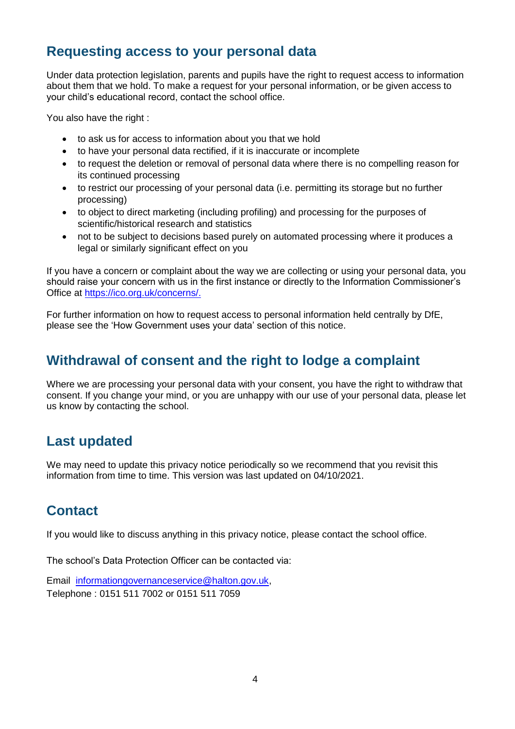## Requesting access to your personal data

Under data protection legislation, parents and pupils have the right to request access to information about them that we hold. To make a request for your personal information, or be given access to your child's educational record, contact the school office.

You also have the right :

- to ask us for access to information about you that we hold
- to have your personal data rectified, if it is inaccurate or incomplete
- to request the deletion or removal of personal data where there is no compelling reason for its continued processing
- to restrict our processing of your personal data (i.e. permitting its storage but no further processing)
- to object to direct marketing (including profiling) and processing for the purposes of scientific/historical research and statistics
- not to be subject to decisions based purely on automated processing where it produces a legal or similarly significant effect on you

If you have a concern or complaint about the way we are collecting or using your personal data, you should raise your concern with us in the first instance or directly to the Information Commissioner's Office at [https://ico.org.uk/concerns/.](https://ico.org.uk/concerns/)

For further information on how to request access to personal information held centrally by DfE, please see the 'How Government uses your data' section of this notice.

## Withdrawal of consent and the right to lodge a complaint

Where we are processing your personal data with your consent, you have the right to withdraw that consent. If you change your mind, or you are unhappy with our use of your personal data, please let us know by contacting the school.

## Last updated

We may need to update this privacy notice periodically so we recommend that you revisit this information from time to time. This version was last updated on 04/10/2021.

## Contact

If you would like to discuss anything in this privacy notice, please contact the school office.

The school's Data Protection Officer can be contacted via:

Email [informationgovernanceservice@halton.gov.uk](mailto:informationgovernanceservice@halton.gov.uk),
Telephone : 0151 511 7002 or 0151 511 7059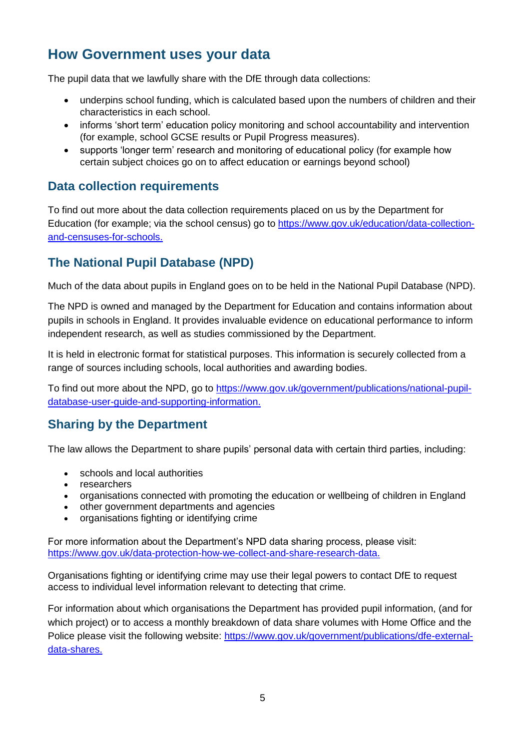## How Government uses your data

The pupil data that we lawfully share with the DfE through data collections:

- underpins school funding, which is calculated based upon the numbers of children and their characteristics in each school.
- informs 'short term' education policy monitoring and school accountability and intervention (for example, school GCSE results or Pupil Progress measures).
- supports 'longer term' research and monitoring of educational policy (for example how certain subject choices go on to affect education or earnings beyond school)

### Data collection requirements

To find out more about the data collection requirements placed on us by the Department for Education (for example; via the school census) go to https://www.gov.uk/education/data-collection-and-censuses-for-schools.

### The National Pupil Database (NPD)

Much of the data about pupils in England goes on to be held in the National Pupil Database (NPD).

The NPD is owned and managed by the Department for Education and contains information about pupils in schools in England. It provides invaluable evidence on educational performance to inform independent research, as well as studies commissioned by the Department.

It is held in electronic format for statistical purposes. This information is securely collected from a range of sources including schools, local authorities and awarding bodies.

To find out more about the NPD, go to https://www.gov.uk/government/publications/national-pupil-database-user-guide-and-supporting-information.

### Sharing by the Department

The law allows the Department to share pupils' personal data with certain third parties, including:

- schools and local authorities
- researchers
- organisations connected with promoting the education or wellbeing of children in England
- other government departments and agencies
- organisations fighting or identifying crime

For more information about the Department's NPD data sharing process, please visit: https://www.gov.uk/data-protection-how-we-collect-and-share-research-data.

Organisations fighting or identifying crime may use their legal powers to contact DfE to request access to individual level information relevant to detecting that crime.

For information about which organisations the Department has provided pupil information, (and for which project) or to access a monthly breakdown of data share volumes with Home Office and the Police please visit the following website: https://www.gov.uk/government/publications/dfe-external-data-shares.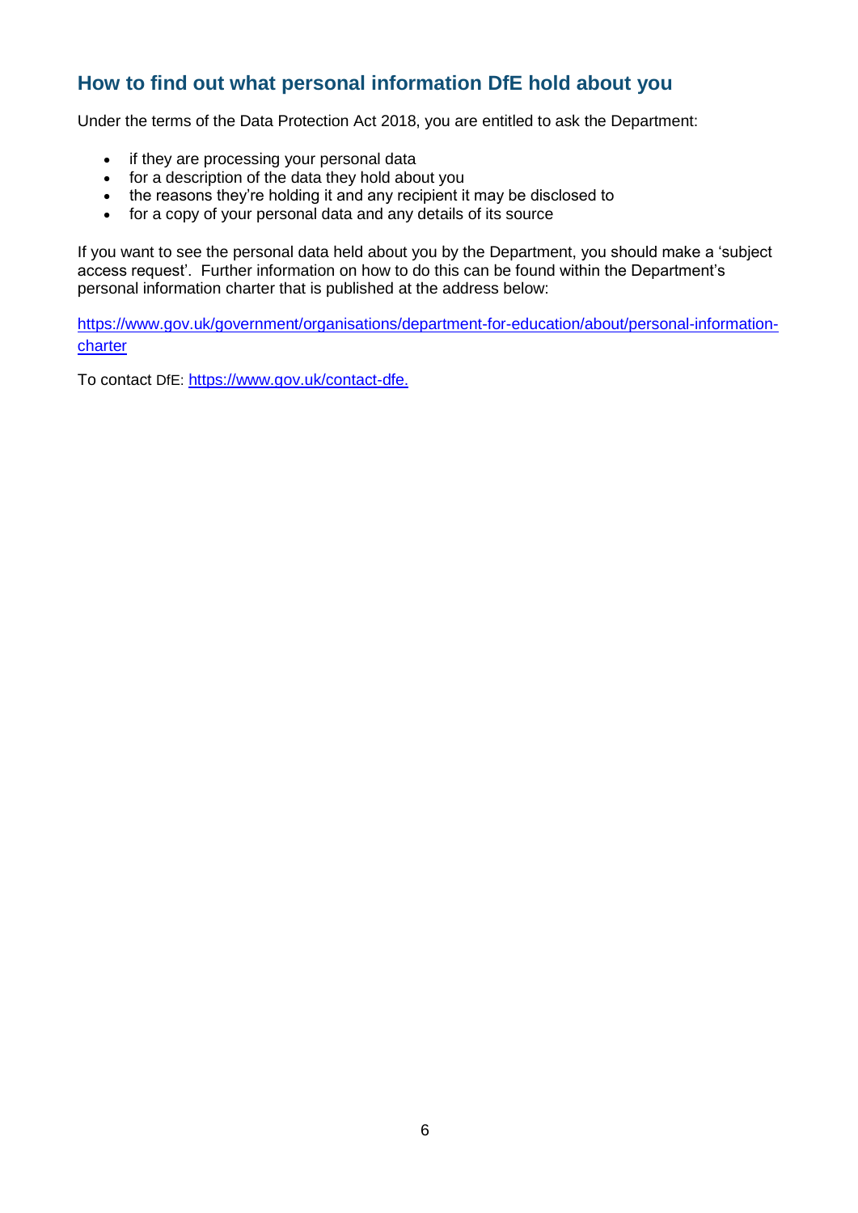## How to find out what personal information DfE hold about you

Under the terms of the Data Protection Act 2018, you are entitled to ask the Department:

- if they are processing your personal data
- for a description of the data they hold about you
- the reasons they're holding it and any recipient it may be disclosed to
- for a copy of your personal data and any details of its source

If you want to see the personal data held about you by the Department, you should make a 'subject access request'. Further information on how to do this can be found within the Department's personal information charter that is published at the address below:

https://www.gov.uk/government/organisations/department-for-education/about/personal-information-charter

To contact DfE: https://www.gov.uk/contact-dfe.